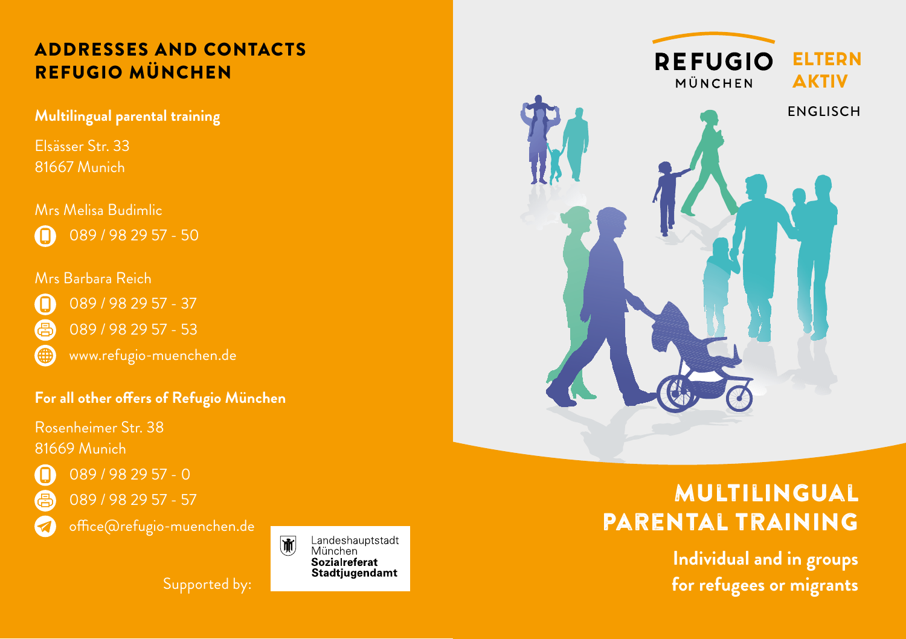# ADDRESSES AND CONTACTS REFUGIO MÜNCHEN

### Multilingual parental training

Elsässer Str. 33
81667 Munich

Mrs Melisa Budimlic
089 / 98 29 57 - 50

Mrs Barbara Reich
089 / 98 29 57 - 37
089 / 98 29 57 - 53
www.refugio-muenchen.de

### For all other offers of Refugio München

Rosenheimer Str. 38
81669 Munich

089 / 98 29 57 - 0
089 / 98 29 57 - 57
office@refugio-muenchen.de

Supported by:

Landeshauptstadt München
**Sozialreferat**
**Stadtjugendamt**

REFUGIO MÜNCHEN

ELTERN AKTIV

ENGLISCH

# MULTILINGUAL PARENTAL TRAINING

**Individual and in groups for refugees or migrants**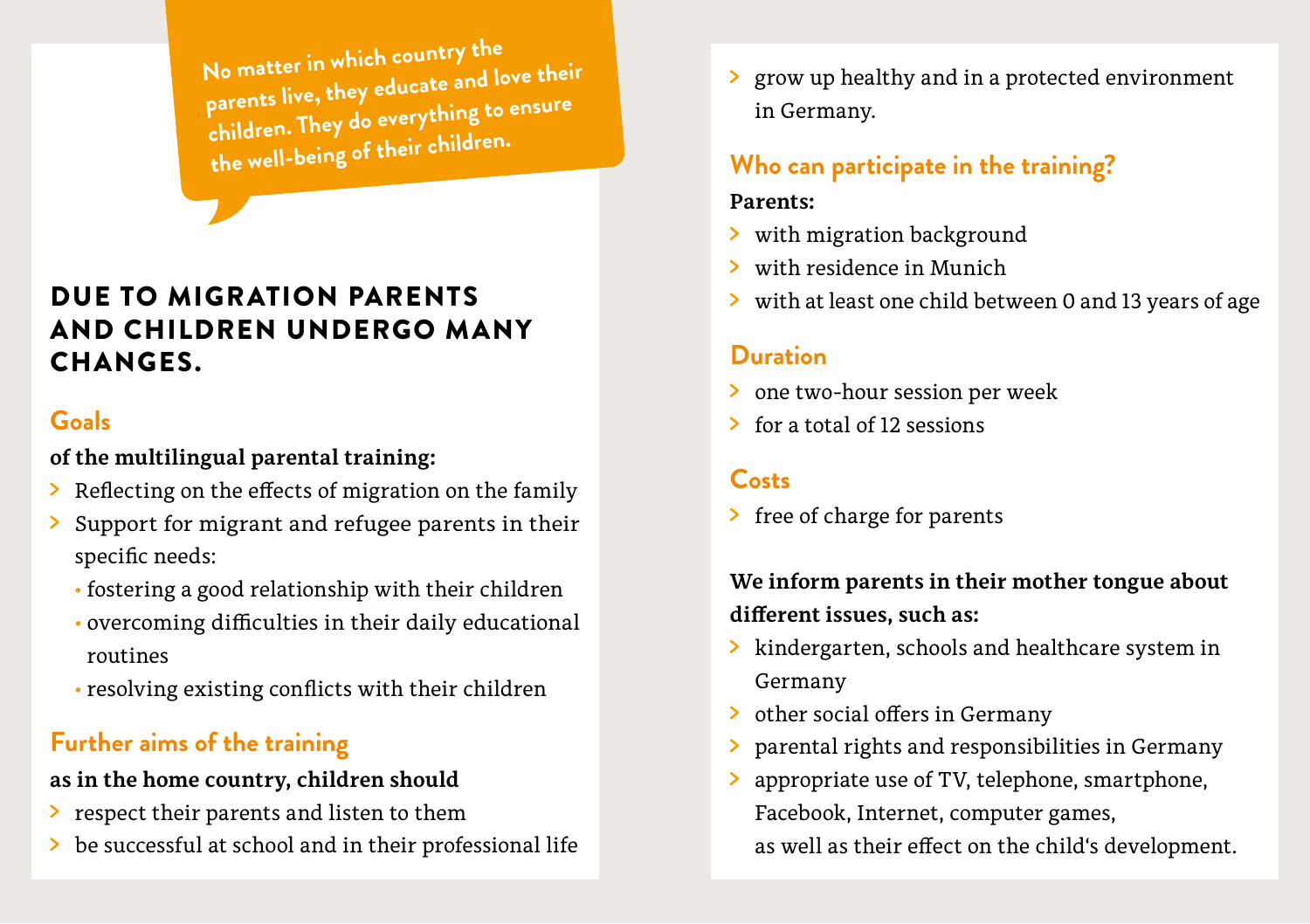No matter in which country the parents live, they educate and love their children. They do everything to ensure the well-being of their children.

## DUE TO MIGRATION PARENTS AND CHILDREN UNDERGO MANY CHANGES.

### Goals

**of the multilingual parental training:**

- Reflecting on the effects of migration on the family
- Support for migrant and refugee parents in their specific needs:
  - fostering a good relationship with their children
  - overcoming difficulties in their daily educational routines
  - resolving existing conflicts with their children

### Further aims of the training

**as in the home country, children should**

- respect their parents and listen to them
- be successful at school and in their professional life
- grow up healthy and in a protected environment in Germany.

### Who can participate in the training?

**Parents:**

- with migration background
- with residence in Munich
- with at least one child between 0 and 13 years of age

### Duration

- one two-hour session per week
- for a total of 12 sessions

### Costs

- free of charge for parents

**We inform parents in their mother tongue about different issues, such as:**

- kindergarten, schools and healthcare system in Germany
- other social offers in Germany
- parental rights and responsibilities in Germany
- appropriate use of TV, telephone, smartphone, Facebook, Internet, computer games, as well as their effect on the child's development.